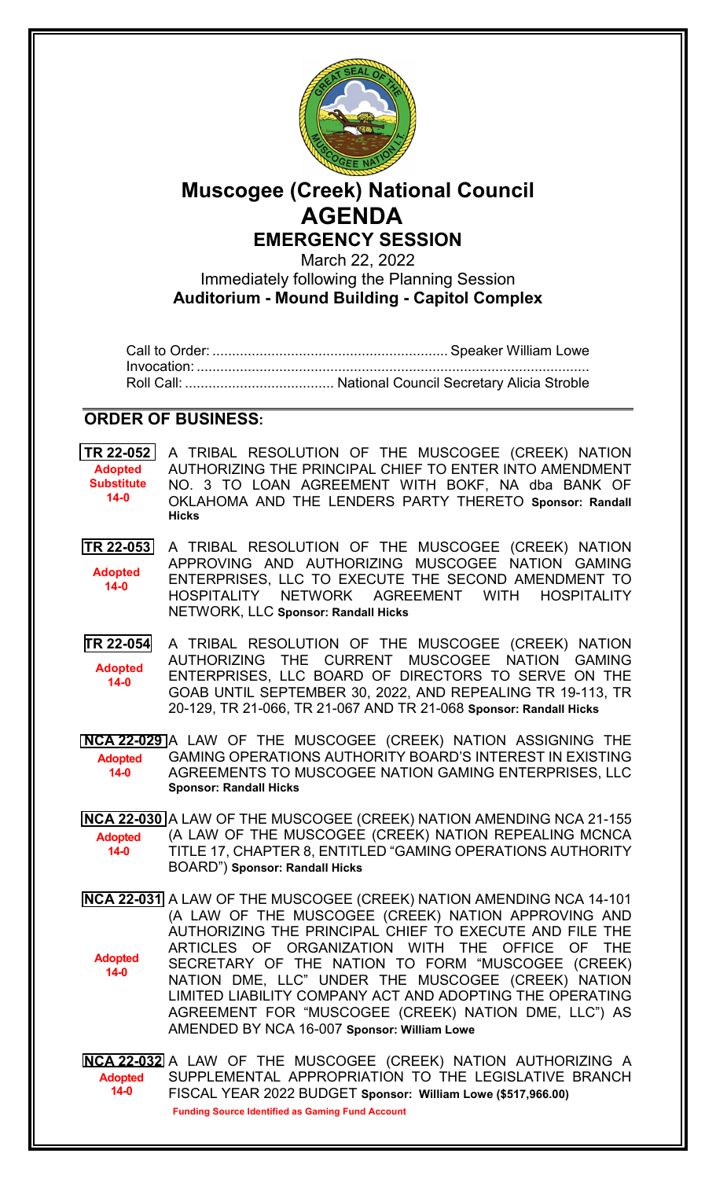# Muscogee (Creek) National Council

# AGENDA

## EMERGENCY SESSION

March 22, 2022

Immediately following the Planning Session

**Auditorium - Mound Building - Capitol Complex**

Call to Order: ............................................................ Speaker William Lowe

Invocation: ....................................................................................................

Roll Call: ...................................... National Council Secretary Alicia Stroble

## ORDER OF BUSINESS:

**TR 22-052** — **Adopted Substitute 14-0**
A TRIBAL RESOLUTION OF THE MUSCOGEE (CREEK) NATION AUTHORIZING THE PRINCIPAL CHIEF TO ENTER INTO AMENDMENT NO. 3 TO LOAN AGREEMENT WITH BOKF, NA dba BANK OF OKLAHOMA AND THE LENDERS PARTY THERETO **Sponsor: Randall Hicks**

**TR 22-053** — **Adopted 14-0**
A TRIBAL RESOLUTION OF THE MUSCOGEE (CREEK) NATION APPROVING AND AUTHORIZING MUSCOGEE NATION GAMING ENTERPRISES, LLC TO EXECUTE THE SECOND AMENDMENT TO HOSPITALITY NETWORK AGREEMENT WITH HOSPITALITY NETWORK, LLC **Sponsor: Randall Hicks**

**TR 22-054** — **Adopted 14-0**
A TRIBAL RESOLUTION OF THE MUSCOGEE (CREEK) NATION AUTHORIZING THE CURRENT MUSCOGEE NATION GAMING ENTERPRISES, LLC BOARD OF DIRECTORS TO SERVE ON THE GOAB UNTIL SEPTEMBER 30, 2022, AND REPEALING TR 19-113, TR 20-129, TR 21-066, TR 21-067 AND TR 21-068 **Sponsor: Randall Hicks**

**NCA 22-029** — **Adopted 14-0**
A LAW OF THE MUSCOGEE (CREEK) NATION ASSIGNING THE GAMING OPERATIONS AUTHORITY BOARD'S INTEREST IN EXISTING AGREEMENTS TO MUSCOGEE NATION GAMING ENTERPRISES, LLC **Sponsor: Randall Hicks**

**NCA 22-030** — **Adopted 14-0**
A LAW OF THE MUSCOGEE (CREEK) NATION AMENDING NCA 21-155 (A LAW OF THE MUSCOGEE (CREEK) NATION REPEALING MCNCA TITLE 17, CHAPTER 8, ENTITLED "GAMING OPERATIONS AUTHORITY BOARD") **Sponsor: Randall Hicks**

**NCA 22-031** — **Adopted 14-0**
A LAW OF THE MUSCOGEE (CREEK) NATION AMENDING NCA 14-101 (A LAW OF THE MUSCOGEE (CREEK) NATION APPROVING AND AUTHORIZING THE PRINCIPAL CHIEF TO EXECUTE AND FILE THE ARTICLES OF ORGANIZATION WITH THE OFFICE OF THE SECRETARY OF THE NATION TO FORM "MUSCOGEE (CREEK) NATION DME, LLC" UNDER THE MUSCOGEE (CREEK) NATION LIMITED LIABILITY COMPANY ACT AND ADOPTING THE OPERATING AGREEMENT FOR "MUSCOGEE (CREEK) NATION DME, LLC") AS AMENDED BY NCA 16-007 **Sponsor: William Lowe**

**NCA 22-032** — **Adopted 14-0**
A LAW OF THE MUSCOGEE (CREEK) NATION AUTHORIZING A SUPPLEMENTAL APPROPRIATION TO THE LEGISLATIVE BRANCH FISCAL YEAR 2022 BUDGET **Sponsor: William Lowe ($517,966.00)**
**Funding Source Identified as Gaming Fund Account**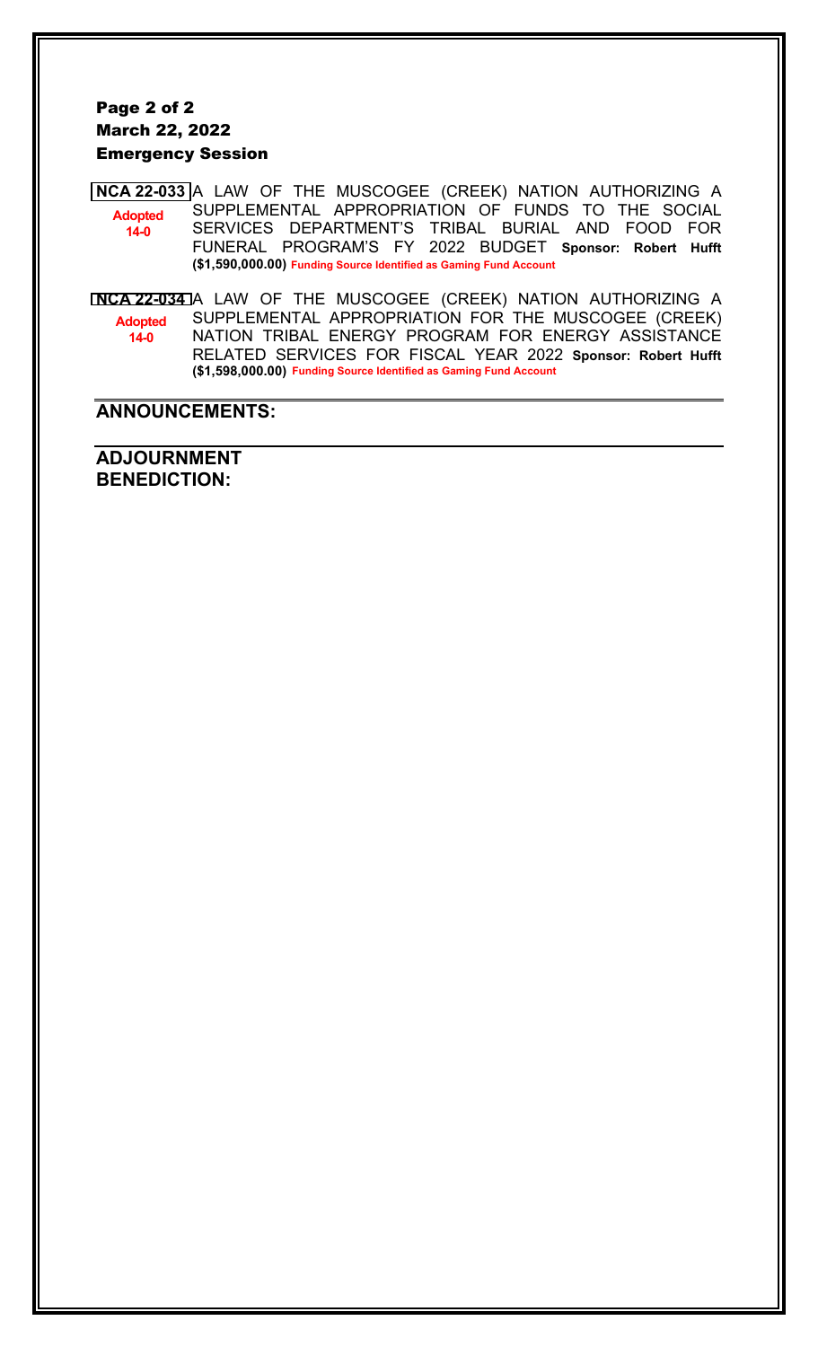**March 22, 2022**
**Emergency Session**

**NCA 22-033** A LAW OF THE MUSCOGEE (CREEK) NATION AUTHORIZING A SUPPLEMENTAL APPROPRIATION OF FUNDS TO THE SOCIAL SERVICES DEPARTMENT'S TRIBAL BURIAL AND FOOD FOR FUNERAL PROGRAM'S FY 2022 BUDGET **Sponsor: Robert Hufft ($1,590,000.00)** **Funding Source Identified as Gaming Fund Account**

**Adopted 14-0**

**NCA 22-034** A LAW OF THE MUSCOGEE (CREEK) NATION AUTHORIZING A SUPPLEMENTAL APPROPRIATION FOR THE MUSCOGEE (CREEK) NATION TRIBAL ENERGY PROGRAM FOR ENERGY ASSISTANCE RELATED SERVICES FOR FISCAL YEAR 2022 **Sponsor: Robert Hufft ($1,598,000.00)** **Funding Source Identified as Gaming Fund Account**

**Adopted 14-0**

## ANNOUNCEMENTS:

## ADJOURNMENT
## BENEDICTION: